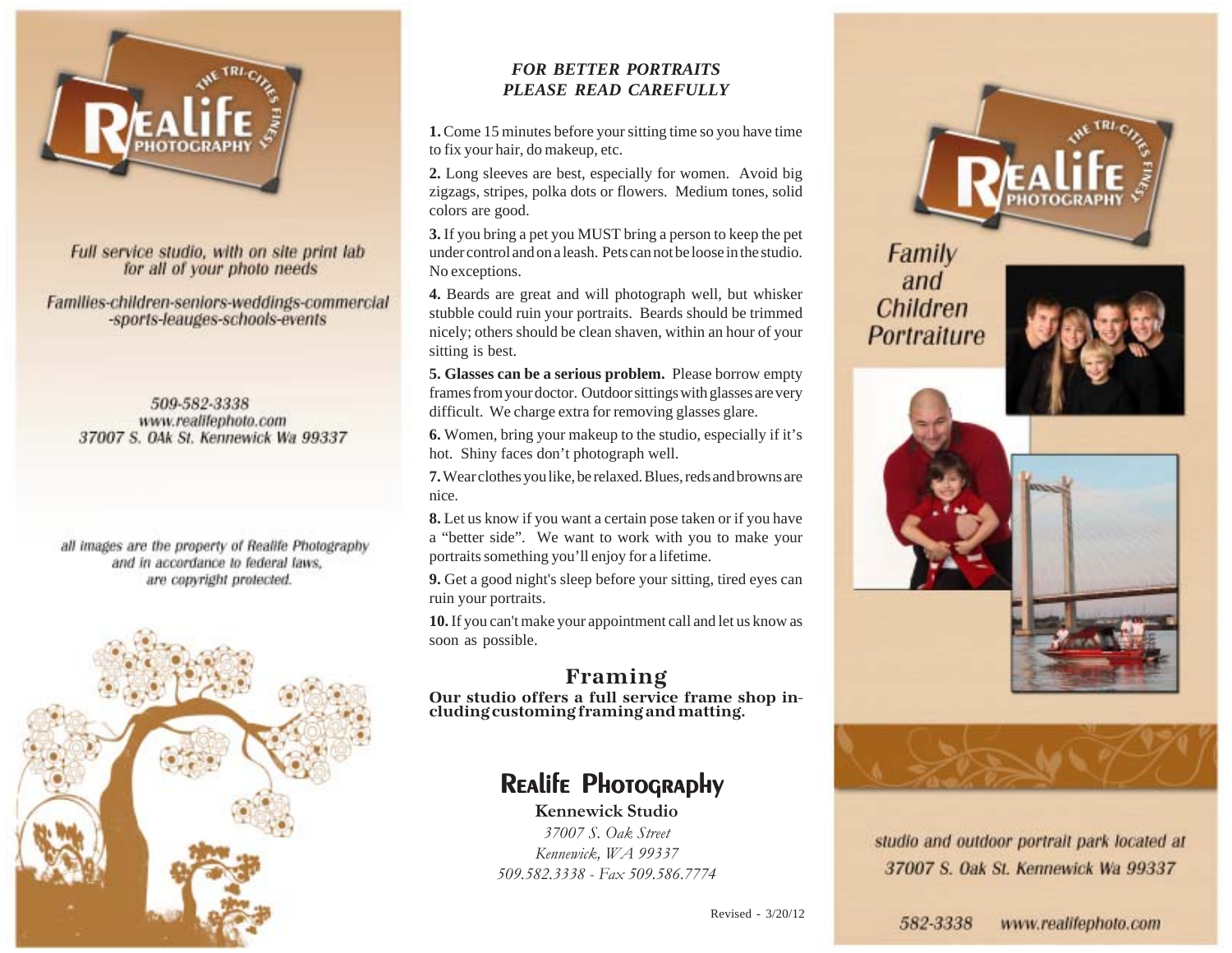Realife Photography — The Tri-Cities Finest

Full service studio, with on site print lab for all of your photo needs

Families-children-seniors-weddings-commercial -sports-leauges-schools-events

509-582-3338
www.realifephoto.com
37007 S. OAk St. Kennewick Wa 99337

all images are the property of Realife Photography and in accordance to federal laws, are copyright protected.

## *FOR BETTER PORTRAITS PLEASE READ CAREFULLY*

**1.** Come 15 minutes before your sitting time so you have time to fix your hair, do makeup, etc.

**2.** Long sleeves are best, especially for women. Avoid big zigzags, stripes, polka dots or flowers. Medium tones, solid colors are good.

**3.** If you bring a pet you MUST bring a person to keep the pet under control and on a leash. Pets can not be loose in the studio. No exceptions.

**4.** Beards are great and will photograph well, but whisker stubble could ruin your portraits. Beards should be trimmed nicely; others should be clean shaven, within an hour of your sitting is best.

**5. Glasses can be a serious problem.** Please borrow empty frames from your doctor. Outdoor sittings with glasses are very difficult. We charge extra for removing glasses glare.

**6.** Women, bring your makeup to the studio, especially if it's hot. Shiny faces don't photograph well.

**7.** Wear clothes you like, be relaxed. Blues, reds and browns are nice.

**8.** Let us know if you want a certain pose taken or if you have a "better side". We want to work with you to make your portraits something you'll enjoy for a lifetime.

**9.** Get a good night's sleep before your sitting, tired eyes can ruin your portraits.

**10.** If you can't make your appointment call and let us know as soon as possible.

## Framing

**Our studio offers a full service frame shop including customing framing and matting.**

## Realife Photography

**Kennewick Studio**

*37007 S. Oak Street*
*Kennewick, WA 99337*
*509.582.3338 - Fax 509.586.7774*

Revised - 3/20/12

Realife Photography — The Tri-Cities Finest

# Family and Children Portraiture

studio and outdoor portrait park located at 37007 S. Oak St. Kennewick Wa 99337

582-3338 www.realifephoto.com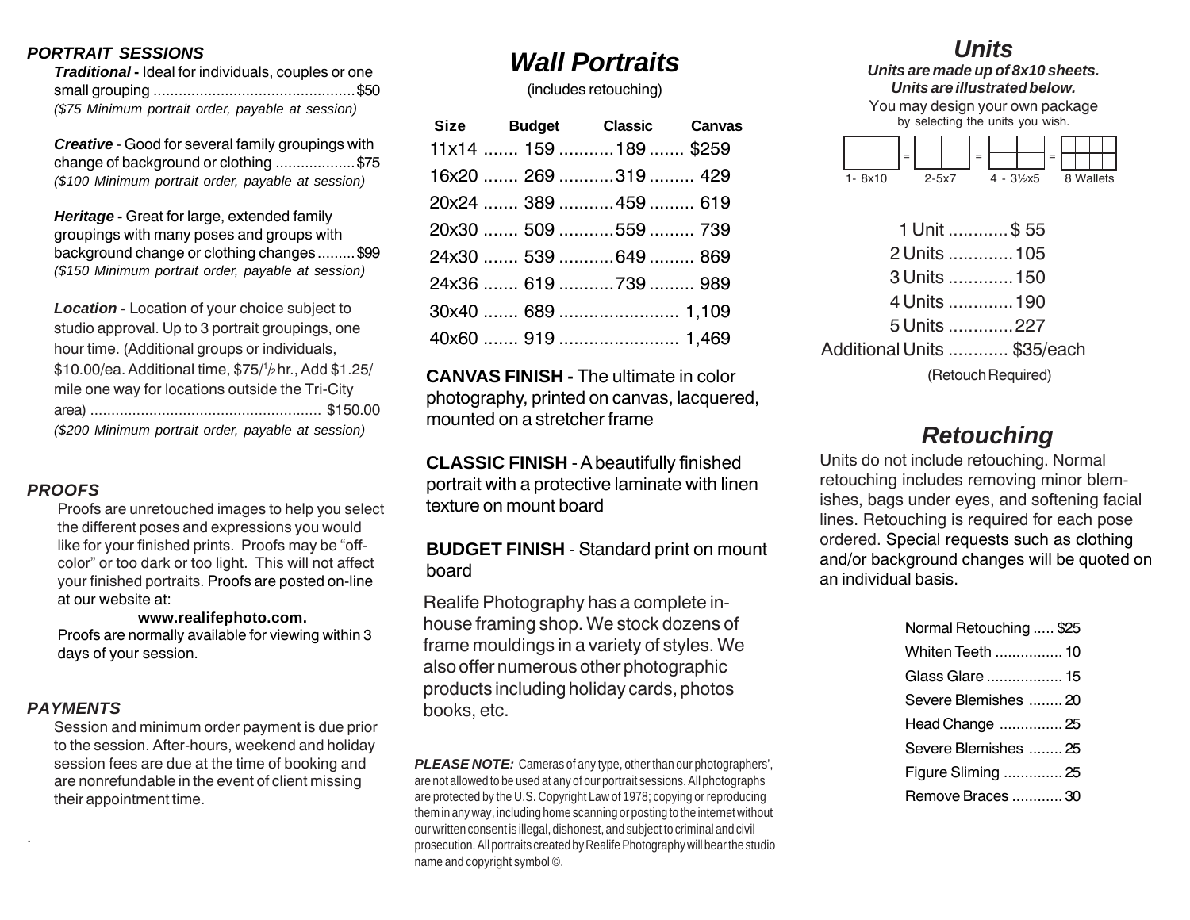### PORTRAIT SESSIONS

***Traditional*** **-** Ideal for individuals, couples or one small grouping ................................................$50
*($75 Minimum portrait order, payable at session)*

***Creative*** - Good for several family groupings with change of background or clothing ...................$75
*($100 Minimum portrait order, payable at session)*

***Heritage*** **-** Great for large, extended family groupings with many poses and groups with background change or clothing changes.........$99
*($150 Minimum portrait order, payable at session)*

***Location*** **-** Location of your choice subject to studio approval. Up to 3 portrait groupings, one hour time. (Additional groups or individuals, $10.00/ea. Additional time, $75/½ hr., Add $1.25/ mile one way for locations outside the Tri-City area) ...................................................... $150.00
*($200 Minimum portrait order, payable at session)*

### PROOFS

Proofs are unretouched images to help you select the different poses and expressions you would like for your finished prints. Proofs may be "off-color" or too dark or too light. This will not affect your finished portraits. Proofs are posted on-line at our website at:

**www.realifephoto.com.**

Proofs are normally available for viewing within 3 days of your session.

### PAYMENTS

Session and minimum order payment is due prior to the session. After-hours, weekend and holiday session fees are due at the time of booking and are nonrefundable in the event of client missing their appointment time.

.

## Wall Portraits

(includes retouching)

| Size | Budget | Classic | Canvas |
|---|---|---|---|
| 11x14 | 159 | 189 | $259 |
| 16x20 | 269 | 319 | 429 |
| 20x24 | 389 | 459 | 619 |
| 20x30 | 509 | 559 | 739 |
| 24x30 | 539 | 649 | 869 |
| 24x36 | 619 | 739 | 989 |
| 30x40 | 689 | | 1,109 |
| 40x60 | 919 | | 1,469 |

**CANVAS FINISH -** The ultimate in color photography, printed on canvas, lacquered, mounted on a stretcher frame

**CLASSIC FINISH** - A beautifully finished portrait with a protective laminate with linen texture on mount board

**BUDGET FINISH** - Standard print on mount board

Realife Photography has a complete in-house framing shop. We stock dozens of frame mouldings in a variety of styles. We also offer numerous other photographic products including holiday cards, photos books, etc.

***PLEASE NOTE:*** Cameras of any type, other than our photographers', are not allowed to be used at any of our portrait sessions. All photographs are protected by the U.S. Copyright Law of 1978; copying or reproducing them in any way, including home scanning or posting to the internet without our written consent is illegal, dishonest, and subject to criminal and civil prosecution. All portraits created by Realife Photography will bear the studio name and copyright symbol ©.

## Units

***Units are made up of 8x10 sheets.***
***Units are illustrated below.***

You may design your own package by selecting the units you wish.

1- 8x10 = 2-5x7 = 4 - 3½x5 = 8 Wallets

| | |
|---|---|
| 1 Unit | $ 55 |
| 2 Units | 105 |
| 3 Units | 150 |
| 4 Units | 190 |
| 5 Units | 227 |
| Additional Units | $35/each |

(Retouch Required)

## Retouching

Units do not include retouching. Normal retouching includes removing minor blemishes, bags under eyes, and softening facial lines. Retouching is required for each pose ordered. Special requests such as clothing and/or background changes will be quoted on an individual basis.

| | |
|---|---|
| Normal Retouching | $25 |
| Whiten Teeth | 10 |
| Glass Glare | 15 |
| Severe Blemishes | 20 |
| Head Change | 25 |
| Severe Blemishes | 25 |
| Figure Sliming | 25 |
| Remove Braces | 30 |